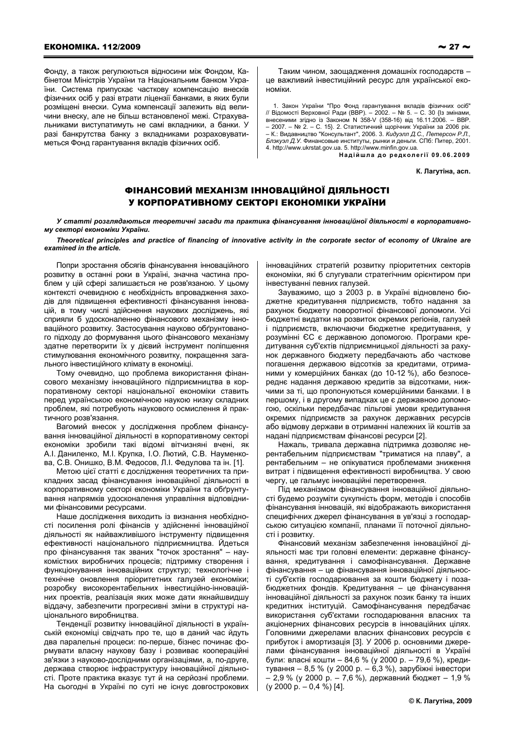Фонду, а також регулюються відносини між Фондом, Кабінетом Міністрів України та Національним банком України. Система припускає часткову компенсацію внесків фізичних осіб у разі втрати ліцензії банками, в яких були розміщені внески. Сума компенсації залежить від величини внеску, але не більш встановленої межі. Страхувальниками виступатимуть не самі вкладники, а банки. У разі банкрутства банку з вкладниками розраховуватиметься Фонд гарантування вкладів фізичних осіб.

Таким чином, заощадження домашніх господарств – це важливий інвестиційний ресурс для української економіки.

1. Закон України "Про Фонд гарантування вкладів фізичних осіб" // Відомості Верховної Ради (ВВР). – 2002. – № 5. – С. 30 {Із змінами, внесеними згідно із Законом N 358-V (358-16) від 16.11.2006. – ВВР. – 2007. – № 2. – С. 15}. 2. Статистичний щорічник України за 2006 рік. – К.: Видавництво "Консультант", 2006. 3. *Кидуэлл Д.С., Петерсон Р.Л., Блэкуэл Д.У.* Финансовые институты, рынки и деньги. СПб: Питер, 2001. 4. http://www.ukrstat.gov.ua. 5. http://www.minfin.gov.ua.

**Надійшла до редколегії 09.06.2009**

**К. Лагутіна, асп.**

# ФІНАНСОВИЙ МЕХАНІЗМ ІННОВАЦІЙНОЇ ДІЯЛЬНОСТІ У КОРПОРАТИВНОМУ СЕКТОРІ ЕКОНОМІКИ УКРАЇНИ

***У статті розглядаються теоретичні засади та практика фінансування інноваційної діяльності в корпоративному секторі економіки України.***

***Theoretical principles and practice of financing of innovative activity in the corporate sector of economy of Ukraine are examined in the article.***

Попри зростання обсягів фінансування інноваційного розвитку в останні роки в Україні, значна частина проблем у цій сфері залишається не розв'язаною. У цьому контексті очевидною є необхідність впровадження заходів для підвищення ефективності фінансування інновацій, в тому числі здійснення наукових досліджень, які сприяли б удосконаленню фінансового механізму інноваційного розвитку. Застосування науково обґрунтованого підходу до формування цього фінансового механізму здатне перетворити їх у дієвий інструмент поліпшення стимулювання економічного розвитку, покращення загального інвестиційного клімату в економіці.

Тому очевидно, що проблема використання фінансового механізму інноваційного підприємництва в корпоративному секторі національної економіки ставить перед українською економічною наукою низку складних проблем, які потребують наукового осмислення й практичного розв'язання.

Вагомий внесок у дослідження проблем фінансування інноваційної діяльності в корпоративному секторі економіки зробили такі відомі вітчизняні вчені, як А.І. Даниленко, М.І. Крупка, І.О. Лютий, С.В. Науменкова, С.В. Онишко, В.М. Федосов, Л.І. Федулова та ін. [1].

Метою цієї статті є дослідження теоретичних та прикладних засад фінансування інноваційної діяльності в корпоративному секторі економіки України та обґрунтування напрямків удосконалення управління відповідними фінансовими ресурсами.

Наше дослідження виходить із визнання необхідності посилення ролі фінансів у здійсненні інноваційної діяльності як найважливішого інструменту підвищення ефективності національного підприємництва. Йдеться про фінансування так званих "точок зростання" – наукомістких виробничих процесів; підтримку створення і функціонування інноваційних структур; технологічне і технічне оновлення пріоритетних галузей економіки; розробку високорентабельних інвестиційно-інноваційних проектів, реалізація яких може дати якнайшвидшу віддачу, забезпечити прогресивні зміни в структурі національного виробництва.

Тенденції розвитку інноваційної діяльності в українській економіці свідчать про те, що в даний час йдуть два паралельні процеси: по-перше, бізнес починає формувати власну наукову базу і розвиває коопераційні зв'язки з науково-дослідними організаціями, а, по-друге, держава створює інфраструктуру інноваційної діяльності. Проте практика вказує тут й на серйозні проблеми. На сьогодні в Україні по суті не існує довгострокових інноваційних стратегій розвитку пріоритетних секторів економіки, які б слугували стратегічним орієнтиром при інвестуванні певних галузей.

Зауважимо, що з 2003 р. в Україні відновлено бюджетне кредитування підприємств, тобто надання за рахунок бюджету поворотної фінансової допомоги. Усі бюджетні видатки на розвиток окремих регіонів, галузей і підприємств, включаючи бюджетне кредитування, у розумінні ЄС є державною допомогою. Програми кредитування суб'єктів підприємницької діяльності за рахунок державного бюджету передбачають або часткове погашення державою відсотків за кредитами, отриманими у комерційних банках (до 10-12 %), або безпосереднє надання державою кредитів за відсотками, нижчими за ті, що пропонуються комерційними банками. І в першому, і в другому випадках це є державною допомогою, оскільки передбачає пільгові умови кредитування окремих підприємств за рахунок державних ресурсів або відмову держави в отриманні належних їй коштів за надані підприємствам фінансові ресурси [2].

Нажаль, тривала державна підтримка дозволяє нерентабельним підприємствам "триматися на плаву", а рентабельним – не опікуватися проблемами зниження витрат і підвищення ефективності виробництва. У свою чергу, це гальмує інноваційні перетворення.

Під механізмом фінансування інноваційної діяльності будемо розуміти сукупність форм, методів і способів фінансування інновацій, які відображають використання специфічних джерел фінансування в ув'язці з господарською ситуацією компанії, планами її поточної діяльності і розвитку.

Фінансовий механізм забезпечення інноваційної діяльності має три головні елементи: державне фінансування, кредитування і самофінансування. Державне фінансування – це фінансування інноваційної діяльності суб'єктів господарювання за кошти бюджету і позабюджетних фондів. Кредитування – це фінансування інноваційної діяльності за рахунок позик банку та інших кредитних інституцій. Самофінансування передбачає використання суб'єктами господарювання власних та акціонерних фінансових ресурсів в інноваційних цілях. Головними джерелами власних фінансових ресурсів є прибуток і амортизація [3]. У 2006 р. основними джерелами фінансування інноваційної діяльності в Україні були: власні кошти – 84,6 % (у 2000 р. – 79,6 %), кредитування – 8,5 % (у 2000 р. – 6,3 %), зарубіжні інвестори – 2,9 % (у 2000 р. – 7,6 %), державний бюджет – 1,9 % (у 2000 р. – 0,4 %) [4].

© К. Лагутіна, 2009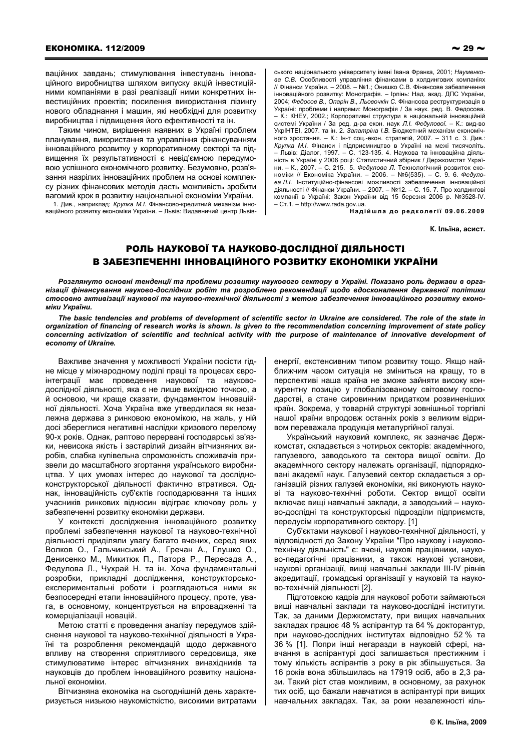ваційних завдань; стимулювання інвестувань інноваційного виробництва шляхом випуску акцій інвестиційними компаніями в разі реалізації ними конкретних інвестиційних проектів; посилення використання лізингу нового обладнання і машин, які необхідні для розвитку виробництва і підвищення його ефективності та ін.

Таким чином, вирішення наявних в Україні проблем планування, використання та управління фінансуванням інноваційного розвитку у корпоративному секторі та підвищення їх результативності є невід'ємною передумовою успішного економічного розвитку. Безумовно, розв'язання назрілих інноваційних проблем на основі комплексу різних фінансових методів дасть можливість зробити вагомий крок в розвитку національної економіки України.

1. Див., наприклад: *Крупка М.І.* Фінансово-кредитний механізм інноваційного розвитку економіки України. – Львів: Видавничий центр Львівського національного університету імені Івана Франка, 2001; *Науменкова С.В.* Особливості управління фінансами в холдингових компаніях // Фінанси України. – 2008. – №1.; Онишко С.В. Фінансове забезпечення інноваційного розвитку: Монографія. – Ірпінь: Нац. акад. ДПС України, 2004; *Федосов В., Опарін В., Льовочкін С.* Фінансова реструктуризація в Україні: проблеми і напрями: Монографія / За наук. ред. В. Федосова. – К.: КНЕУ, 2002.; Корпоративні структури в національній інноваційній системі України / За ред. д-ра екон. наук *Л.І. Федулової*. – К.: вид-во УкрІНТЕІ, 2007. та ін. 2. *Запатріна І.В.* Бюджетний механізм економічного зростання. – К.: Ін-т соц.-екон. стратегій, 2007. – 311 с. 3. Див.: *Крупка М.І.* Фінанси і підприємництво в Україні на межі тисячоліть. – Львів: Діалог, 1997. – С. 123-135. 4. Наукова та інноваційна діяльність в Україні у 2006 році: Статистичний збірник / Держкомстат України. – К., 2007. – С. 215. 5. *Федулова Л.* Технологічний розвиток економіки // Економіка України. – 2006. – №6(535). – С. 9. 6. *Федулова Л.І.* Інституційно-фінансові можливості забезпечення інноваційної діяльності // Фінанси України. – 2007. – №12. – С. 15. 7. Про холдингові компанії в Україні: Закон України від 15 березня 2006 р. №3528-IV. – Ст.1. – http://www.rada.gov.ua.

**Надійшла до редколегії 09.06.2009**

**К. Ільїна, асист.**

## РОЛЬ НАУКОВОЇ ТА НАУКОВО-ДОСЛІДНОЇ ДІЯЛЬНОСТІ В ЗАБЕЗПЕЧЕННІ ІННОВАЦІЙНОГО РОЗВИТКУ ЕКОНОМІКИ УКРАЇНИ

***Розглянуто основні тенденції та проблеми розвитку наукового сектору в Україні. Показано роль держави в організації фінансування науково-дослідних робіт та розроблено рекомендації щодо вдосконалення державної політики стосовно активізації наукової та науково-технічної діяльності з метою забезпечення інноваційного розвитку економіки України.***

***The basic tendencies and problems of development of scientific sector in Ukraine are considered. The role of the state in organization of financing of research works is shown. Is given to the recommendation concerning improvement of state policy concerning activization of scientific and technical activity with the purpose of maintenance of innovative development of economy of Ukraine.***

Важливе значення у можливості України посісти гідне місце у міжнародному поділі праці та процесах євроінтеграції має проведення наукової та науково-дослідної діяльності, яка є не лише вихідною точкою, а й основою, чи краще сказати, фундаментом інноваційної діяльності. Хоча Україна вже утвердилася як незалежна держава з ринковою економікою, на жаль, у ній досі збереглися негативні наслідки кризового перелому 90-х років. Однак, раптово перервані господарські зв'язки, невисока якість і застарілий дизайн вітчизняних виробів, слабка купівельна спроможність споживачів призвели до масштабного згортання українського виробництва. У цих умовах інтерес до наукової та дослідно-конструкторської діяльності фактично втратився. Однак, інноваційність суб'єктів господарювання та інших учасників ринкових відносин відіграє ключову роль у забезпеченні розвитку економіки держави.

У контексті дослідження інноваційного розвитку проблемі забезпечення наукової та науково-технічної діяльності приділяли увагу багато вчених, серед яких Волков О., Гальчинський А., Гречан А., Глушко О., Денисенко М., Микитюк П., Патора Р., Пересада А., Федулова Л., Чухрай Н. та ін. Хоча фундаментальні розробки, прикладні дослідження, конструкторсько-експериментальні роботи і розглядаються ними як безпосередні етапи інноваційного процесу, проте, увага, в основному, концентрується на впровадженні та комерціалізації новацій.

Метою статті є проведення аналізу передумов здійснення наукової та науково-технічної діяльності в Україні та розроблення рекомендацій щодо державного впливу на створення сприятливого середовища, яке стимулюватиме інтерес вітчизняних винахідників та науковців до проблем інноваційного розвитку національної економіки.

Вітчизняна економіка на сьогоднішній день характеризується низькою наукомісткістю, високими витратами енергії, екстенсивним типом розвитку тощо. Якщо найближчим часом ситуація не зміниться на краще, то в перспективі наша країна не зможе зайняти високу конкурентну позицію у глобалізованому світовому господарстві, а стане сировинним придатком розвиненіших країн. Зокрема, у товарній структурі зовнішньої торгівлі нашої країни впродовж останніх років з великим відривом переважала продукція металургійної галузі.

Український науковий комплекс, як зазначає Держкомстат, складається з чотирьох секторів: академічного, галузевого, заводського та сектора вищої освіти. До академічного сектору належать організації, підпорядковані академії наук. Галузевий сектор складається з організацій різних галузей економіки, які виконують наукові та науково-технічні роботи. Сектор вищої освіти включає вищі навчальні заклади, а заводський – науково-дослідні та конструкторські підрозділи підприємств, передусім корпоративного сектору. [1]

Суб'єктами наукової і науково-технічної діяльності, у відповідності до Закону України "Про наукову і науково-технічну діяльність" є: вчені, наукові працівники, науково-педагогічні працівники, а також наукові установи, наукові організації, вищі навчальні заклади III-IV рівнів акредитації, громадські організації у науковій та науково-технічній діяльності [2].

Підготовкою кадрів для наукової роботи займаються вищі навчальні заклади та науково-дослідні інститути. Так, за даними Держкомстату, при вищих навчальних закладах працює 48 % аспірантур та 64 % докторантур, при науково-дослідних інститутах відповідно 52 % та 36 % [1]. Попри інші негаразди в науковій сфері, навчання в аспірантурі досі залишається престижним і тому кількість аспірантів з року в рік збільшується. За 16 років вона збільшилась на 17919 осіб, або в 2,3 рази. Такий ріст став можливим, в основному, за рахунок тих осіб, що бажали навчатися в аспірантурі при вищих навчальних закладах. Так, за роки незалежності кіль-

© К. Ільїна, 2009